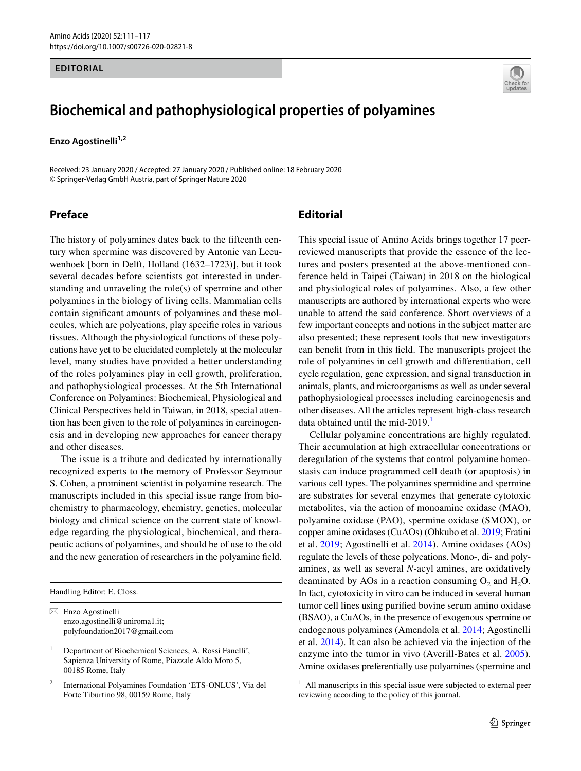EDITORIAL

# Biochemical and pathophysiological properties of polyamines

**Enzo Agostinelli**[1,2]

Received: 23 January 2020 / Accepted: 27 January 2020 / Published online: 18 February 2020
© Springer-Verlag GmbH Austria, part of Springer Nature 2020

## Preface

The history of polyamines dates back to the fifteenth century when spermine was discovered by Antonie van Leeuwenhoek [born in Delft, Holland (1632–1723)], but it took several decades before scientists got interested in understanding and unraveling the role(s) of spermine and other polyamines in the biology of living cells. Mammalian cells contain significant amounts of polyamines and these molecules, which are polycations, play specific roles in various tissues. Although the physiological functions of these polycations have yet to be elucidated completely at the molecular level, many studies have provided a better understanding of the roles polyamines play in cell growth, proliferation, and pathophysiological processes. At the 5th International Conference on Polyamines: Biochemical, Physiological and Clinical Perspectives held in Taiwan, in 2018, special attention has been given to the role of polyamines in carcinogenesis and in developing new approaches for cancer therapy and other diseases.

The issue is a tribute and dedicated by internationally recognized experts to the memory of Professor Seymour S. Cohen, a prominent scientist in polyamine research. The manuscripts included in this special issue range from biochemistry to pharmacology, chemistry, genetics, molecular biology and clinical science on the current state of knowledge regarding the physiological, biochemical, and therapeutic actions of polyamines, and should be of use to the old and the new generation of researchers in the polyamine field.

Handling Editor: E. Closs.

✉ Enzo Agostinelli
enzo.agostinelli@uniroma1.it;
polyfoundation2017@gmail.com

[1] Department of Biochemical Sciences, A. Rossi Fanelli', Sapienza University of Rome, Piazzale Aldo Moro 5, 00185 Rome, Italy

[2] International Polyamines Foundation 'ETS-ONLUS', Via del Forte Tiburtino 98, 00159 Rome, Italy

## Editorial

This special issue of Amino Acids brings together 17 peer-reviewed manuscripts that provide the essence of the lectures and posters presented at the above-mentioned conference held in Taipei (Taiwan) in 2018 on the biological and physiological roles of polyamines. Also, a few other manuscripts are authored by international experts who were unable to attend the said conference. Short overviews of a few important concepts and notions in the subject matter are also presented; these represent tools that new investigators can benefit from in this field. The manuscripts project the role of polyamines in cell growth and differentiation, cell cycle regulation, gene expression, and signal transduction in animals, plants, and microorganisms as well as under several pathophysiological processes including carcinogenesis and other diseases. All the articles represent high-class research data obtained until the mid-2019.[1]

Cellular polyamine concentrations are highly regulated. Their accumulation at high extracellular concentrations or deregulation of the systems that control polyamine homeostasis can induce programmed cell death (or apoptosis) in various cell types. The polyamines spermidine and spermine are substrates for several enzymes that generate cytotoxic metabolites, via the action of monoamine oxidase (MAO), polyamine oxidase (PAO), spermine oxidase (SMOX), or copper amine oxidases (CuAOs) (Ohkubo et al. 2019; Fratini et al. 2019; Agostinelli et al. 2014). Amine oxidases (AOs) regulate the levels of these polycations. Mono-, di- and polyamines, as well as several *N*-acyl amines, are oxidatively deaminated by AOs in a reaction consuming $O_2$ and $H_2O$. In fact, cytotoxicity in vitro can be induced in several human tumor cell lines using purified bovine serum amino oxidase (BSAO), a CuAOs, in the presence of exogenous spermine or endogenous polyamines (Amendola et al. 2014; Agostinelli et al. 2014). It can also be achieved via the injection of the enzyme into the tumor in vivo (Averill-Bates et al. 2005). Amine oxidases preferentially use polyamines (spermine and

[1] All manuscripts in this special issue were subjected to external peer reviewing according to the policy of this journal.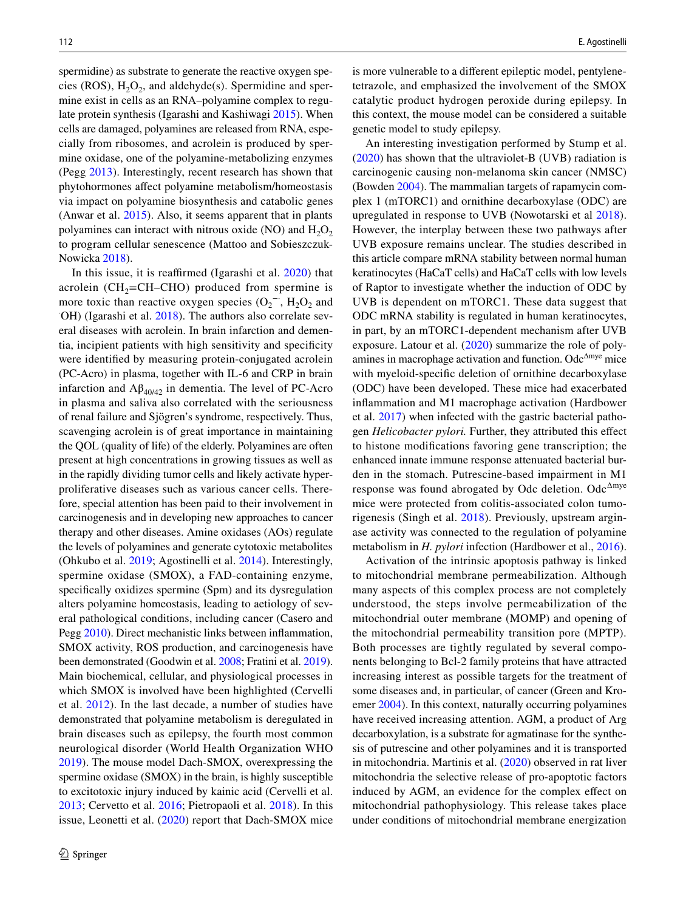spermidine) as substrate to generate the reactive oxygen species (ROS), $H_2O_2$, and aldehyde(s). Spermidine and spermine exist in cells as an RNA–polyamine complex to regulate protein synthesis (Igarashi and Kashiwagi 2015). When cells are damaged, polyamines are released from RNA, especially from ribosomes, and acrolein is produced by spermine oxidase, one of the polyamine-metabolizing enzymes (Pegg 2013). Interestingly, recent research has shown that phytohormones affect polyamine metabolism/homeostasis via impact on polyamine biosynthesis and catabolic genes (Anwar et al. 2015). Also, it seems apparent that in plants polyamines can interact with nitrous oxide (NO) and $H_2O_2$ to program cellular senescence (Mattoo and Sobieszczuk-Nowicka 2018).

In this issue, it is reaffirmed (Igarashi et al. 2020) that acrolein ($CH_2$=CH–CHO) produced from spermine is more toxic than reactive oxygen species ($O_2^{-\cdot}$, $H_2O_2$ and $^{\cdot}OH$) (Igarashi et al. 2018). The authors also correlate several diseases with acrolein. In brain infarction and dementia, incipient patients with high sensitivity and specificity were identified by measuring protein-conjugated acrolein (PC-Acro) in plasma, together with IL-6 and CRP in brain infarction and $A\beta_{40/42}$ in dementia. The level of PC-Acro in plasma and saliva also correlated with the seriousness of renal failure and Sjögren's syndrome, respectively. Thus, scavenging acrolein is of great importance in maintaining the QOL (quality of life) of the elderly. Polyamines are often present at high concentrations in growing tissues as well as in the rapidly dividing tumor cells and likely activate hyperproliferative diseases such as various cancer cells. Therefore, special attention has been paid to their involvement in carcinogenesis and in developing new approaches to cancer therapy and other diseases. Amine oxidases (AOs) regulate the levels of polyamines and generate cytotoxic metabolites (Ohkubo et al. 2019; Agostinelli et al. 2014). Interestingly, spermine oxidase (SMOX), a FAD-containing enzyme, specifically oxidizes spermine (Spm) and its dysregulation alters polyamine homeostasis, leading to aetiology of several pathological conditions, including cancer (Casero and Pegg 2010). Direct mechanistic links between inflammation, SMOX activity, ROS production, and carcinogenesis have been demonstrated (Goodwin et al. 2008; Fratini et al. 2019). Main biochemical, cellular, and physiological processes in which SMOX is involved have been highlighted (Cervelli et al. 2012). In the last decade, a number of studies have demonstrated that polyamine metabolism is deregulated in brain diseases such as epilepsy, the fourth most common neurological disorder (World Health Organization WHO 2019). The mouse model Dach-SMOX, overexpressing the spermine oxidase (SMOX) in the brain, is highly susceptible to excitotoxic injury induced by kainic acid (Cervelli et al. 2013; Cervetto et al. 2016; Pietropaoli et al. 2018). In this issue, Leonetti et al. (2020) report that Dach-SMOX mice is more vulnerable to a different epileptic model, pentylenetetrazole, and emphasized the involvement of the SMOX catalytic product hydrogen peroxide during epilepsy. In this context, the mouse model can be considered a suitable genetic model to study epilepsy.

An interesting investigation performed by Stump et al. (2020) has shown that the ultraviolet-B (UVB) radiation is carcinogenic causing non-melanoma skin cancer (NMSC) (Bowden 2004). The mammalian targets of rapamycin complex 1 (mTORC1) and ornithine decarboxylase (ODC) are upregulated in response to UVB (Nowotarski et al 2018). However, the interplay between these two pathways after UVB exposure remains unclear. The studies described in this article compare mRNA stability between normal human keratinocytes (HaCaT cells) and HaCaT cells with low levels of Raptor to investigate whether the induction of ODC by UVB is dependent on mTORC1. These data suggest that ODC mRNA stability is regulated in human keratinocytes, in part, by an mTORC1-dependent mechanism after UVB exposure. Latour et al. (2020) summarize the role of polyamines in macrophage activation and function. $Odc^{\Delta mye}$ mice with myeloid-specific deletion of ornithine decarboxylase (ODC) have been developed. These mice had exacerbated inflammation and M1 macrophage activation (Hardbower et al. 2017) when infected with the gastric bacterial pathogen *Helicobacter pylori.* Further, they attributed this effect to histone modifications favoring gene transcription; the enhanced innate immune response attenuated bacterial burden in the stomach. Putrescine-based impairment in M1 response was found abrogated by Odc deletion. $Odc^{\Delta mye}$ mice were protected from colitis-associated colon tumorigenesis (Singh et al. 2018). Previously, upstream arginase activity was connected to the regulation of polyamine metabolism in *H. pylori* infection (Hardbower et al., 2016).

Activation of the intrinsic apoptosis pathway is linked to mitochondrial membrane permeabilization. Although many aspects of this complex process are not completely understood, the steps involve permeabilization of the mitochondrial outer membrane (MOMP) and opening of the mitochondrial permeability transition pore (MPTP). Both processes are tightly regulated by several components belonging to Bcl-2 family proteins that have attracted increasing interest as possible targets for the treatment of some diseases and, in particular, of cancer (Green and Kroemer 2004). In this context, naturally occurring polyamines have received increasing attention. AGM, a product of Arg decarboxylation, is a substrate for agmatinase for the synthesis of putrescine and other polyamines and it is transported in mitochondria. Martinis et al. (2020) observed in rat liver mitochondria the selective release of pro-apoptotic factors induced by AGM, an evidence for the complex effect on mitochondrial pathophysiology. This release takes place under conditions of mitochondrial membrane energization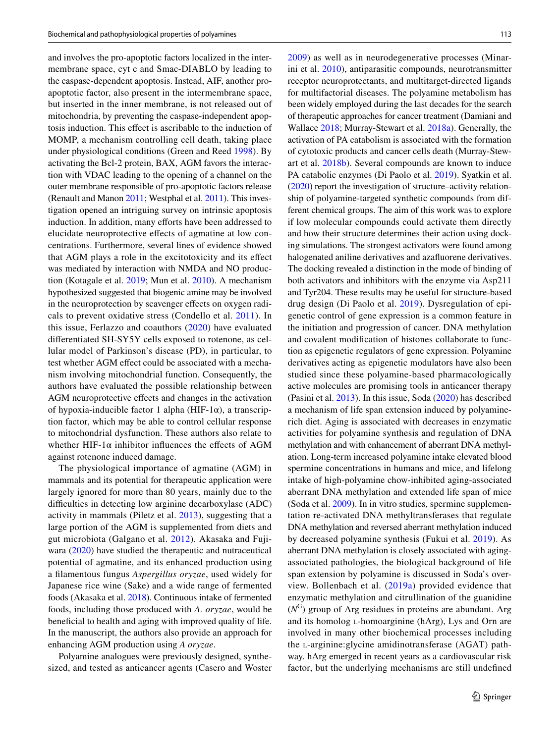and involves the pro-apoptotic factors localized in the intermembrane space, cyt c and Smac-DIABLO by leading to the caspase-dependent apoptosis. Instead, AIF, another pro-apoptotic factor, also present in the intermembrane space, but inserted in the inner membrane, is not released out of mitochondria, by preventing the caspase-independent apoptosis induction. This effect is ascribable to the induction of MOMP, a mechanism controlling cell death, taking place under physiological conditions (Green and Reed 1998). By activating the Bcl-2 protein, BAX, AGM favors the interaction with VDAC leading to the opening of a channel on the outer membrane responsible of pro-apoptotic factors release (Renault and Manon 2011; Westphal et al. 2011). This investigation opened an intriguing survey on intrinsic apoptosis induction. In addition, many efforts have been addressed to elucidate neuroprotective effects of agmatine at low concentrations. Furthermore, several lines of evidence showed that AGM plays a role in the excitotoxicity and its effect was mediated by interaction with NMDA and NO production (Kotagale et al. 2019; Mun et al. 2010). A mechanism hypothesized suggested that biogenic amine may be involved in the neuroprotection by scavenger effects on oxygen radicals to prevent oxidative stress (Condello et al. 2011). In this issue, Ferlazzo and coauthors (2020) have evaluated differentiated SH-SY5Y cells exposed to rotenone, as cellular model of Parkinson's disease (PD), in particular, to test whether AGM effect could be associated with a mechanism involving mitochondrial function. Consequently, the authors have evaluated the possible relationship between AGM neuroprotective effects and changes in the activation of hypoxia-inducible factor 1 alpha (HIF-1α), a transcription factor, which may be able to control cellular response to mitochondrial dysfunction. These authors also relate to whether HIF-1α inhibitor influences the effects of AGM against rotenone induced damage.

The physiological importance of agmatine (AGM) in mammals and its potential for therapeutic application were largely ignored for more than 80 years, mainly due to the difficulties in detecting low arginine decarboxylase (ADC) activity in mammals (Piletz et al. 2013), suggesting that a large portion of the AGM is supplemented from diets and gut microbiota (Galgano et al. 2012). Akasaka and Fujiwara (2020) have studied the therapeutic and nutraceutical potential of agmatine, and its enhanced production using a filamentous fungus *Aspergillus oryzae*, used widely for Japanese rice wine (Sake) and a wide range of fermented foods (Akasaka et al. 2018). Continuous intake of fermented foods, including those produced with *A. oryzae*, would be beneficial to health and aging with improved quality of life. In the manuscript, the authors also provide an approach for enhancing AGM production using *A oryzae*.

Polyamine analogues were previously designed, synthesized, and tested as anticancer agents (Casero and Woster 2009) as well as in neurodegenerative processes (Minarini et al. 2010), antiparasitic compounds, neurotransmitter receptor neuroprotectants, and multitarget-directed ligands for multifactorial diseases. The polyamine metabolism has been widely employed during the last decades for the search of therapeutic approaches for cancer treatment (Damiani and Wallace 2018; Murray-Stewart et al. 2018a). Generally, the activation of PA catabolism is associated with the formation of cytotoxic products and cancer cells death (Murray-Stewart et al. 2018b). Several compounds are known to induce PA catabolic enzymes (Di Paolo et al. 2019). Syatkin et al. (2020) report the investigation of structure–activity relationship of polyamine-targeted synthetic compounds from different chemical groups. The aim of this work was to explore if low molecular compounds could activate them directly and how their structure determines their action using docking simulations. The strongest activators were found among halogenated aniline derivatives and azafluorene derivatives. The docking revealed a distinction in the mode of binding of both activators and inhibitors with the enzyme via Asp211 and Tyr204. These results may be useful for structure-based drug design (Di Paolo et al. 2019). Dysregulation of epigenetic control of gene expression is a common feature in the initiation and progression of cancer. DNA methylation and covalent modification of histones collaborate to function as epigenetic regulators of gene expression. Polyamine derivatives acting as epigenetic modulators have also been studied since these polyamine-based pharmacologically active molecules are promising tools in anticancer therapy (Pasini et al. 2013). In this issue, Soda (2020) has described a mechanism of life span extension induced by polyamine-rich diet. Aging is associated with decreases in enzymatic activities for polyamine synthesis and regulation of DNA methylation and with enhancement of aberrant DNA methylation. Long-term increased polyamine intake elevated blood spermine concentrations in humans and mice, and lifelong intake of high-polyamine chow-inhibited aging-associated aberrant DNA methylation and extended life span of mice (Soda et al. 2009). In in vitro studies, spermine supplementation re-activated DNA methyltransferases that regulate DNA methylation and reversed aberrant methylation induced by decreased polyamine synthesis (Fukui et al. 2019). As aberrant DNA methylation is closely associated with aging-associated pathologies, the biological background of life span extension by polyamine is discussed in Soda's overview. Bollenbach et al. (2019a) provided evidence that enzymatic methylation and citrullination of the guanidine ($N^{G}$) group of Arg residues in proteins are abundant. Arg and its homolog L-homoarginine (hArg), Lys and Orn are involved in many other biochemical processes including the L-arginine:glycine amidinotransferase (AGAT) pathway. hArg emerged in recent years as a cardiovascular risk factor, but the underlying mechanisms are still undefined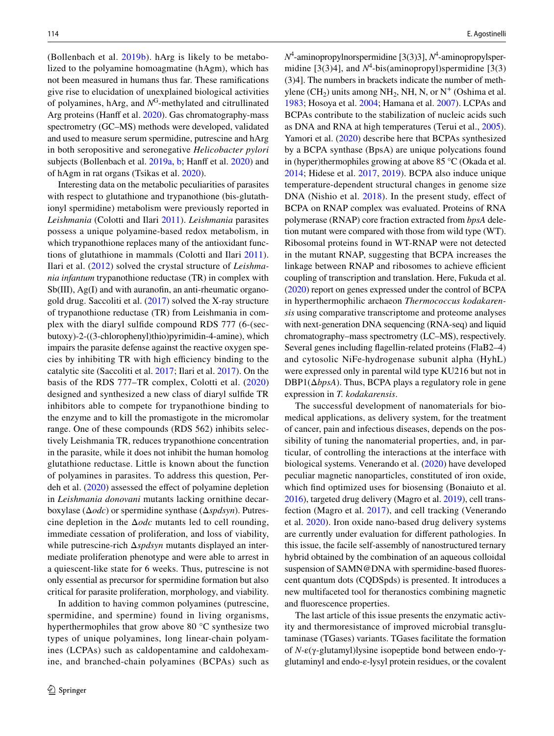(Bollenbach et al. 2019b). hArg is likely to be metabolized to the polyamine homoagmatine (hAgm), which has not been measured in humans thus far. These ramifications give rise to elucidation of unexplained biological activities of polyamines, hArg, and $N^G$-methylated and citrullinated Arg proteins (Hanff et al. 2020). Gas chromatography-mass spectrometry (GC–MS) methods were developed, validated and used to measure serum spermidine, putrescine and hArg in both seropositive and seronegative *Helicobacter pylori* subjects (Bollenbach et al. 2019a, b; Hanff et al. 2020) and of hAgm in rat organs (Tsikas et al. 2020).

Interesting data on the metabolic peculiarities of parasites with respect to glutathione and trypanothione (bis-glutathionyl spermidine) metabolism were previously reported in *Leishmania* (Colotti and Ilari 2011). *Leishmania* parasites possess a unique polyamine-based redox metabolism, in which trypanothione replaces many of the antioxidant functions of glutathione in mammals (Colotti and Ilari 2011). Ilari et al. (2012) solved the crystal structure of *Leishmania infantum* trypanothione reductase (TR) in complex with Sb(III), Ag(I) and with auranofin, an anti-rheumatic organogold drug. Saccoliti et al. (2017) solved the X-ray structure of trypanothione reductase (TR) from Leishmania in complex with the diaryl sulfide compound RDS 777 (6-(sec-butoxy)-2-((3-chlorophenyl)thio)pyrimidin-4-amine), which impairs the parasite defense against the reactive oxygen species by inhibiting TR with high efficiency binding to the catalytic site (Saccoliti et al. 2017; Ilari et al. 2017). On the basis of the RDS 777–TR complex, Colotti et al. (2020) designed and synthesized a new class of diaryl sulfide TR inhibitors able to compete for trypanothione binding to the enzyme and to kill the promastigote in the micromolar range. One of these compounds (RDS 562) inhibits selectively Leishmania TR, reduces trypanothione concentration in the parasite, while it does not inhibit the human homolog glutathione reductase. Little is known about the function of polyamines in parasites. To address this question, Perdeh et al. (2020) assessed the effect of polyamine depletion in *Leishmania donovani* mutants lacking ornithine decarboxylase (Δ*odc*) or spermidine synthase (Δ*spdsyn*). Putrescine depletion in the Δ*odc* mutants led to cell rounding, immediate cessation of proliferation, and loss of viability, while putrescine-rich Δ*spdsyn* mutants displayed an intermediate proliferation phenotype and were able to arrest in a quiescent-like state for 6 weeks. Thus, putrescine is not only essential as precursor for spermidine formation but also critical for parasite proliferation, morphology, and viability.

In addition to having common polyamines (putrescine, spermidine, and spermine) found in living organisms, hyperthermophiles that grow above 80 °C synthesize two types of unique polyamines, long linear-chain polyamines (LCPAs) such as caldopentamine and caldohexamine, and branched-chain polyamines (BCPAs) such as $N^4$-aminopropylnorspermidine [3(3)3], $N^4$-aminopropylspermidine [3(3)4], and $N^4$-bis(aminopropyl)spermidine [3(3)(3)4]. The numbers in brackets indicate the number of methylene ($CH_2$) units among $NH_2$, NH, N, or $N^+$ (Oshima et al. 1983; Hosoya et al. 2004; Hamana et al. 2007). LCPAs and BCPAs contribute to the stabilization of nucleic acids such as DNA and RNA at high temperatures (Terui et al., 2005). Yamori et al. (2020) describe here that BCPAs synthesized by a BCPA synthase (BpsA) are unique polycations found in (hyper)thermophiles growing at above 85 °C (Okada et al. 2014; Hidese et al. 2017, 2019). BCPA also induce unique temperature-dependent structural changes in genome size DNA (Nishio et al. 2018). In the present study, effect of BCPA on RNAP complex was evaluated. Proteins of RNA polymerase (RNAP) core fraction extracted from *bpsA* deletion mutant were compared with those from wild type (WT). Ribosomal proteins found in WT-RNAP were not detected in the mutant RNAP, suggesting that BCPA increases the linkage between RNAP and ribosomes to achieve efficient coupling of transcription and translation. Here, Fukuda et al. (2020) report on genes expressed under the control of BCPA in hyperthermophilic archaeon *Thermococcus kodakarensis* using comparative transcriptome and proteome analyses with next-generation DNA sequencing (RNA-seq) and liquid chromatography–mass spectrometry (LC–MS), respectively. Several genes including flagellin-related proteins (FlaB2–4) and cytosolic NiFe-hydrogenase subunit alpha (HyhL) were expressed only in parental wild type KU216 but not in DBP1(Δ*bpsA*). Thus, BCPA plays a regulatory role in gene expression in *T. kodakarensis*.

The successful development of nanomaterials for biomedical applications, as delivery system, for the treatment of cancer, pain and infectious diseases, depends on the possibility of tuning the nanomaterial properties, and, in particular, of controlling the interactions at the interface with biological systems. Venerando et al. (2020) have developed peculiar magnetic nanoparticles, constituted of iron oxide, which find optimized uses for biosensing (Bonaiuto et al. 2016), targeted drug delivery (Magro et al. 2019), cell transfection (Magro et al. 2017), and cell tracking (Venerando et al. 2020). Iron oxide nano-based drug delivery systems are currently under evaluation for different pathologies. In this issue, the facile self-assembly of nanostructured ternary hybrid obtained by the combination of an aqueous colloidal suspension of SAMN@DNA with spermidine-based fluorescent quantum dots (CQDSpds) is presented. It introduces a new multifaceted tool for theranostics combining magnetic and fluorescence properties.

The last article of this issue presents the enzymatic activity and thermoresistance of improved microbial transglutaminase (TGases) variants. TGases facilitate the formation of *N*-ε(γ-glutamyl)lysine isopeptide bond between endo-γ-glutaminyl and endo-ε-lysyl protein residues, or the covalent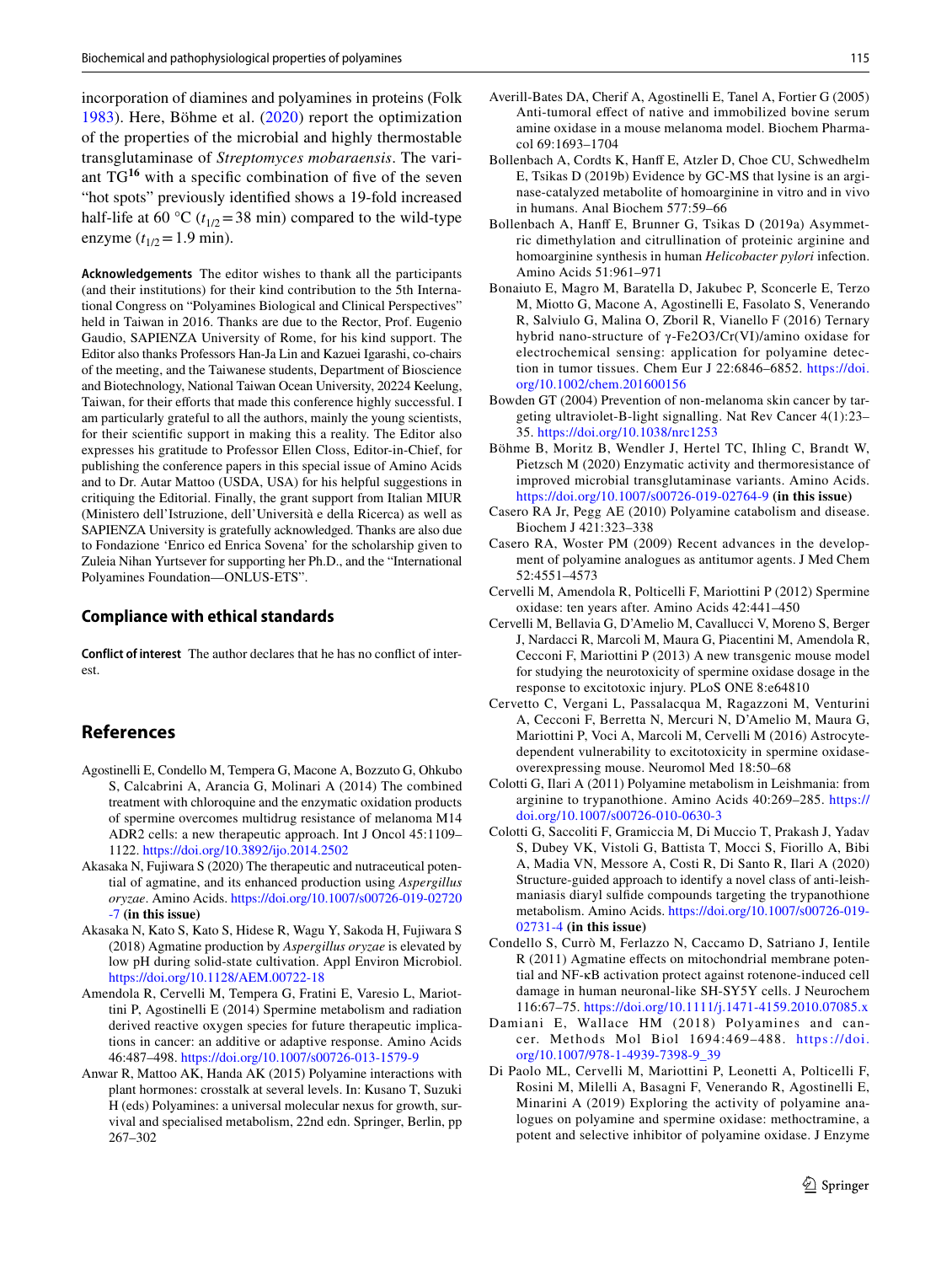incorporation of diamines and polyamines in proteins (Folk 1983). Here, Böhme et al. (2020) report the optimization of the properties of the microbial and highly thermostable transglutaminase of *Streptomyces mobaraensis*. The variant $TG^{16}$ with a specific combination of five of the seven "hot spots" previously identified shows a 19-fold increased half-life at 60 °C ($t_{1/2} = 38$ min) compared to the wild-type enzyme ($t_{1/2} = 1.9$ min).

**Acknowledgements** The editor wishes to thank all the participants (and their institutions) for their kind contribution to the 5th International Congress on "Polyamines Biological and Clinical Perspectives" held in Taiwan in 2016. Thanks are due to the Rector, Prof. Eugenio Gaudio, SAPIENZA University of Rome, for his kind support. The Editor also thanks Professors Han-Ja Lin and Kazuei Igarashi, co-chairs of the meeting, and the Taiwanese students, Department of Bioscience and Biotechnology, National Taiwan Ocean University, 20224 Keelung, Taiwan, for their efforts that made this conference highly successful. I am particularly grateful to all the authors, mainly the young scientists, for their scientific support in making this a reality. The Editor also expresses his gratitude to Professor Ellen Closs, Editor-in-Chief, for publishing the conference papers in this special issue of Amino Acids and to Dr. Autar Mattoo (USDA, USA) for his helpful suggestions in critiquing the Editorial. Finally, the grant support from Italian MIUR (Ministero dell'Istruzione, dell'Università e della Ricerca) as well as SAPIENZA University is gratefully acknowledged. Thanks are also due to Fondazione 'Enrico ed Enrica Sovena' for the scholarship given to Zuleia Nihan Yurtsever for supporting her Ph.D., and the "International Polyamines Foundation—ONLUS-ETS".

## Compliance with ethical standards

**Conflict of interest** The author declares that he has no conflict of interest.

## References

Agostinelli E, Condello M, Tempera G, Macone A, Bozzuto G, Ohkubo S, Calcabrini A, Arancia G, Molinari A (2014) The combined treatment with chloroquine and the enzymatic oxidation products of spermine overcomes multidrug resistance of melanoma M14 ADR2 cells: a new therapeutic approach. Int J Oncol 45:1109–1122. https://doi.org/10.3892/ijo.2014.2502

Akasaka N, Fujiwara S (2020) The therapeutic and nutraceutical potential of agmatine, and its enhanced production using *Aspergillus oryzae*. Amino Acids. https://doi.org/10.1007/s00726-019-02720-7 **(in this issue)**

Akasaka N, Kato S, Kato S, Hidese R, Wagu Y, Sakoda H, Fujiwara S (2018) Agmatine production by *Aspergillus oryzae* is elevated by low pH during solid-state cultivation. Appl Environ Microbiol. https://doi.org/10.1128/AEM.00722-18

Amendola R, Cervelli M, Tempera G, Fratini E, Varesio L, Mariottini P, Agostinelli E (2014) Spermine metabolism and radiation derived reactive oxygen species for future therapeutic implications in cancer: an additive or adaptive response. Amino Acids 46:487–498. https://doi.org/10.1007/s00726-013-1579-9

Anwar R, Mattoo AK, Handa AK (2015) Polyamine interactions with plant hormones: crosstalk at several levels. In: Kusano T, Suzuki H (eds) Polyamines: a universal molecular nexus for growth, survival and specialised metabolism, 22nd edn. Springer, Berlin, pp 267–302

Averill-Bates DA, Cherif A, Agostinelli E, Tanel A, Fortier G (2005) Anti-tumoral effect of native and immobilized bovine serum amine oxidase in a mouse melanoma model. Biochem Pharmacol 69:1693–1704

Bollenbach A, Cordts K, Hanff E, Atzler D, Choe CU, Schwedhelm E, Tsikas D (2019b) Evidence by GC-MS that lysine is an arginase-catalyzed metabolite of homoarginine in vitro and in vivo in humans. Anal Biochem 577:59–66

Bollenbach A, Hanff E, Brunner G, Tsikas D (2019a) Asymmetric dimethylation and citrullination of proteinic arginine and homoarginine synthesis in human *Helicobacter pylori* infection. Amino Acids 51:961–971

Bonaiuto E, Magro M, Baratella D, Jakubec P, Sconcerle E, Terzo M, Miotto G, Macone A, Agostinelli E, Fasolato S, Venerando R, Salviulo G, Malina O, Zboril R, Vianello F (2016) Ternary hybrid nano-structure of γ-Fe2O3/Cr(VI)/amino oxidase for electrochemical sensing: application for polyamine detection in tumor tissues. Chem Eur J 22:6846–6852. https://doi.org/10.1002/chem.201600156

Bowden GT (2004) Prevention of non-melanoma skin cancer by targeting ultraviolet-B-light signalling. Nat Rev Cancer 4(1):23–35. https://doi.org/10.1038/nrc1253

Böhme B, Moritz B, Wendler J, Hertel TC, Ihling C, Brandt W, Pietzsch M (2020) Enzymatic activity and thermoresistance of improved microbial transglutaminase variants. Amino Acids. https://doi.org/10.1007/s00726-019-02764-9 **(in this issue)**

Casero RA Jr, Pegg AE (2010) Polyamine catabolism and disease. Biochem J 421:323–338

Casero RA, Woster PM (2009) Recent advances in the development of polyamine analogues as antitumor agents. J Med Chem 52:4551–4573

Cervelli M, Amendola R, Polticelli F, Mariottini P (2012) Spermine oxidase: ten years after. Amino Acids 42:441–450

Cervelli M, Bellavia G, D'Amelio M, Cavallucci V, Moreno S, Berger J, Nardacci R, Marcoli M, Maura G, Piacentini M, Amendola R, Cecconi F, Mariottini P (2013) A new transgenic mouse model for studying the neurotoxicity of spermine oxidase dosage in the response to excitotoxic injury. PLoS ONE 8:e64810

Cervetto C, Vergani L, Passalacqua M, Ragazzoni M, Venturini A, Cecconi F, Berretta N, Mercuri N, D'Amelio M, Maura G, Mariottini P, Voci A, Marcoli M, Cervelli M (2016) Astrocyte-dependent vulnerability to excitotoxicity in spermine oxidase-overexpressing mouse. Neuromol Med 18:50–68

Colotti G, Ilari A (2011) Polyamine metabolism in Leishmania: from arginine to trypanothione. Amino Acids 40:269–285. https://doi.org/10.1007/s00726-010-0630-3

Colotti G, Saccoliti F, Gramiccia M, Di Muccio T, Prakash J, Yadav S, Dubey VK, Vistoli G, Battista T, Mocci S, Fiorillo A, Bibi A, Madia VN, Messore A, Costi R, Di Santo R, Ilari A (2020) Structure-guided approach to identify a novel class of anti-leishmaniasis diaryl sulfide compounds targeting the trypanothione metabolism. Amino Acids. https://doi.org/10.1007/s00726-019-02731-4 **(in this issue)**

Condello S, Currò M, Ferlazzo N, Caccamo D, Satriano J, Ientile R (2011) Agmatine effects on mitochondrial membrane potential and NF-κB activation protect against rotenone-induced cell damage in human neuronal-like SH-SY5Y cells. J Neurochem 116:67–75. https://doi.org/10.1111/j.1471-4159.2010.07085.x

Damiani E, Wallace HM (2018) Polyamines and cancer. Methods Mol Biol 1694:469–488. https://doi.org/10.1007/978-1-4939-7398-9_39

Di Paolo ML, Cervelli M, Mariottini P, Leonetti A, Polticelli F, Rosini M, Milelli A, Basagni F, Venerando R, Agostinelli E, Minarini A (2019) Exploring the activity of polyamine analogues on polyamine and spermine oxidase: methoctramine, a potent and selective inhibitor of polyamine oxidase. J Enzyme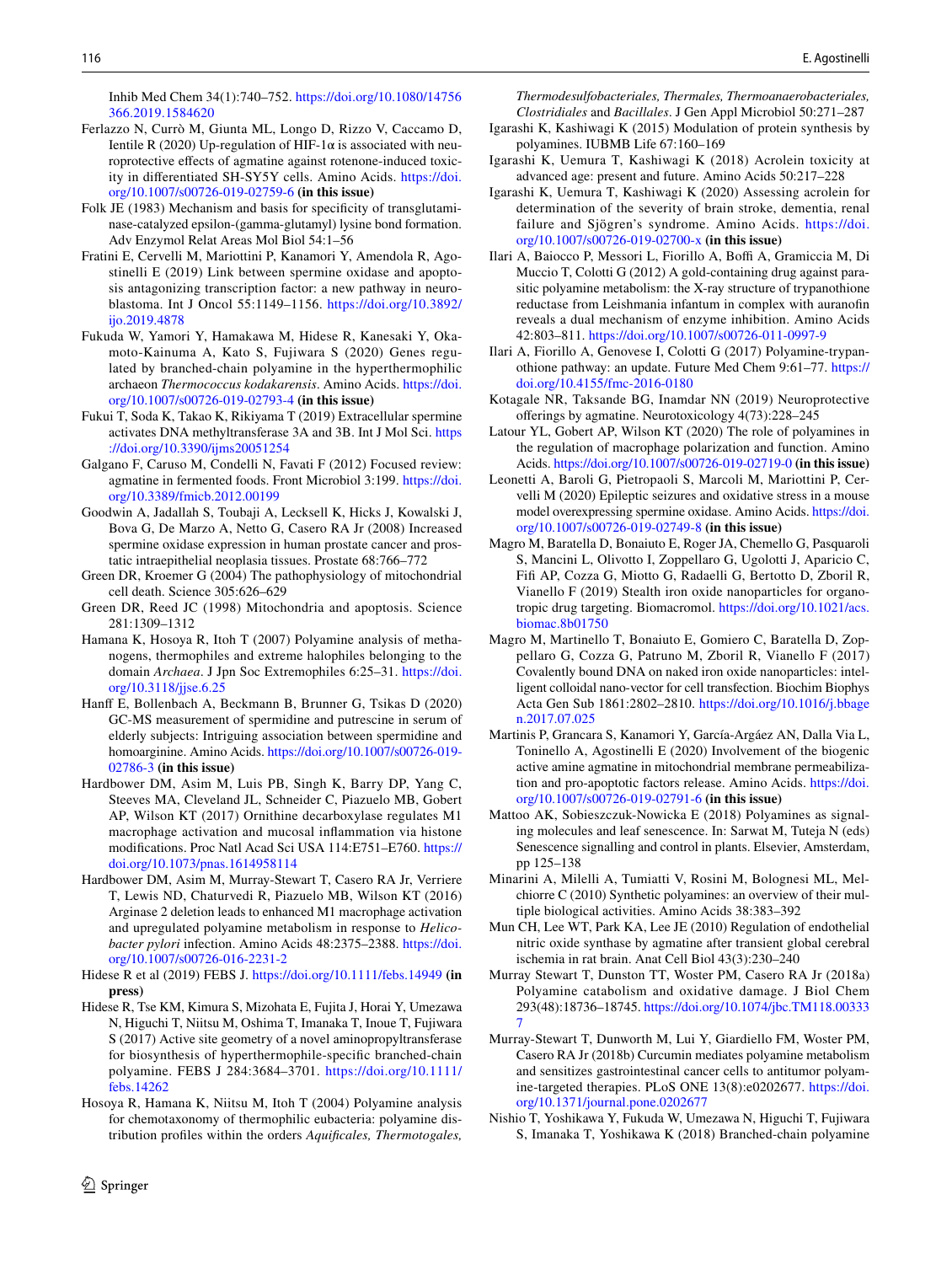Inhib Med Chem 34(1):740–752. https://doi.org/10.1080/14756366.2019.1584620

Ferlazzo N, Currò M, Giunta ML, Longo D, Rizzo V, Caccamo D, Ientile R (2020) Up-regulation of HIF-1α is associated with neuroprotective effects of agmatine against rotenone-induced toxicity in differentiated SH-SY5Y cells. Amino Acids. https://doi.org/10.1007/s00726-019-02759-6 **(in this issue)**

Folk JE (1983) Mechanism and basis for specificity of transglutaminase-catalyzed epsilon-(gamma-glutamyl) lysine bond formation. Adv Enzymol Relat Areas Mol Biol 54:1–56

Fratini E, Cervelli M, Mariottini P, Kanamori Y, Amendola R, Agostinelli E (2019) Link between spermine oxidase and apoptosis antagonizing transcription factor: a new pathway in neuroblastoma. Int J Oncol 55:1149–1156. https://doi.org/10.3892/ijo.2019.4878

Fukuda W, Yamori Y, Hamakawa M, Hidese R, Kanesaki Y, Okamoto-Kainuma A, Kato S, Fujiwara S (2020) Genes regulated by branched-chain polyamine in the hyperthermophilic archaeon *Thermococcus kodakarensis*. Amino Acids. https://doi.org/10.1007/s00726-019-02793-4 **(in this issue)**

Fukui T, Soda K, Takao K, Rikiyama T (2019) Extracellular spermine activates DNA methyltransferase 3A and 3B. Int J Mol Sci. https://doi.org/10.3390/ijms20051254

Galgano F, Caruso M, Condelli N, Favati F (2012) Focused review: agmatine in fermented foods. Front Microbiol 3:199. https://doi.org/10.3389/fmicb.2012.00199

Goodwin A, Jadallah S, Toubaji A, Lecksell K, Hicks J, Kowalski J, Bova G, De Marzo A, Netto G, Casero RA Jr (2008) Increased spermine oxidase expression in human prostate cancer and prostatic intraepithelial neoplasia tissues. Prostate 68:766–772

Green DR, Kroemer G (2004) The pathophysiology of mitochondrial cell death. Science 305:626–629

Green DR, Reed JC (1998) Mitochondria and apoptosis. Science 281:1309–1312

Hamana K, Hosoya R, Itoh T (2007) Polyamine analysis of methanogens, thermophiles and extreme halophiles belonging to the domain *Archaea*. J Jpn Soc Extremophiles 6:25–31. https://doi.org/10.3118/jjse.6.25

Hanff E, Bollenbach A, Beckmann B, Brunner G, Tsikas D (2020) GC-MS measurement of spermidine and putrescine in serum of elderly subjects: Intriguing association between spermidine and homoarginine. Amino Acids. https://doi.org/10.1007/s00726-019-02786-3 **(in this issue)**

Hardbower DM, Asim M, Luis PB, Singh K, Barry DP, Yang C, Steeves MA, Cleveland JL, Schneider C, Piazuelo MB, Gobert AP, Wilson KT (2017) Ornithine decarboxylase regulates M1 macrophage activation and mucosal inflammation via histone modifications. Proc Natl Acad Sci USA 114:E751–E760. https://doi.org/10.1073/pnas.1614958114

Hardbower DM, Asim M, Murray-Stewart T, Casero RA Jr, Verriere T, Lewis ND, Chaturvedi R, Piazuelo MB, Wilson KT (2016) Arginase 2 deletion leads to enhanced M1 macrophage activation and upregulated polyamine metabolism in response to *Helicobacter pylori* infection. Amino Acids 48:2375–2388. https://doi.org/10.1007/s00726-016-2231-2

Hidese R et al (2019) FEBS J. https://doi.org/10.1111/febs.14949 **(in press)**

Hidese R, Tse KM, Kimura S, Mizohata E, Fujita J, Horai Y, Umezawa N, Higuchi T, Niitsu M, Oshima T, Imanaka T, Inoue T, Fujiwara S (2017) Active site geometry of a novel aminopropyltransferase for biosynthesis of hyperthermophile-specific branched-chain polyamine. FEBS J 284:3684–3701. https://doi.org/10.1111/febs.14262

Hosoya R, Hamana K, Niitsu M, Itoh T (2004) Polyamine analysis for chemotaxonomy of thermophilic eubacteria: polyamine distribution profiles within the orders *Aquificales, Thermotogales, Thermodesulfobacteriales, Thermales, Thermoanaerobacteriales, Clostridiales* and *Bacillales*. J Gen Appl Microbiol 50:271–287

Igarashi K, Kashiwagi K (2015) Modulation of protein synthesis by polyamines. IUBMB Life 67:160–169

Igarashi K, Uemura T, Kashiwagi K (2018) Acrolein toxicity at advanced age: present and future. Amino Acids 50:217–228

Igarashi K, Uemura T, Kashiwagi K (2020) Assessing acrolein for determination of the severity of brain stroke, dementia, renal failure and Sjögren's syndrome. Amino Acids. https://doi.org/10.1007/s00726-019-02700-x **(in this issue)**

Ilari A, Baiocco P, Messori L, Fiorillo A, Boffi A, Gramiccia M, Di Muccio T, Colotti G (2012) A gold-containing drug against parasitic polyamine metabolism: the X-ray structure of trypanothione reductase from Leishmania infantum in complex with auranofin reveals a dual mechanism of enzyme inhibition. Amino Acids 42:803–811. https://doi.org/10.1007/s00726-011-0997-9

Ilari A, Fiorillo A, Genovese I, Colotti G (2017) Polyamine-trypanothione pathway: an update. Future Med Chem 9:61–77. https://doi.org/10.4155/fmc-2016-0180

Kotagale NR, Taksande BG, Inamdar NN (2019) Neuroprotective offerings by agmatine. Neurotoxicology 4(73):228–245

Latour YL, Gobert AP, Wilson KT (2020) The role of polyamines in the regulation of macrophage polarization and function. Amino Acids. https://doi.org/10.1007/s00726-019-02719-0 **(in this issue)**

Leonetti A, Baroli G, Pietropaoli S, Marcoli M, Mariottini P, Cervelli M (2020) Epileptic seizures and oxidative stress in a mouse model overexpressing spermine oxidase. Amino Acids. https://doi.org/10.1007/s00726-019-02749-8 **(in this issue)**

Magro M, Baratella D, Bonaiuto E, Roger JA, Chemello G, Pasquaroli S, Mancini I, Olivotto I, Zoppellaro G, Ugolotti J, Aparicio C, Fifi AP, Cozza G, Miotto G, Radaelli G, Bertotto D, Zboril R, Vianello F (2019) Stealth iron oxide nanoparticles for organotropic drug targeting. Biomacromol. https://doi.org/10.1021/acs.biomac.8b01750

Magro M, Martinello T, Bonaiuto E, Gomiero C, Baratella D, Zoppellaro G, Cozza G, Patruno M, Zboril R, Vianello F (2017) Covalently bound DNA on naked iron oxide nanoparticles: intelligent colloidal nano-vector for cell transfection. Biochim Biophys Acta Gen Sub 1861:2802–2810. https://doi.org/10.1016/j.bbagen.2017.07.025

Martinis P, Grancara S, Kanamori Y, García-Argáez AN, Dalla Via L, Toninello A, Agostinelli E (2020) Involvement of the biogenic active amine agmatine in mitochondrial membrane permeabilization and pro-apoptotic factors release. Amino Acids. https://doi.org/10.1007/s00726-019-02791-6 **(in this issue)**

Mattoo AK, Sobieszczuk-Nowicka E (2018) Polyamines as signaling molecules and leaf senescence. In: Sarwat M, Tuteja N (eds) Senescence signalling and control in plants. Elsevier, Amsterdam, pp 125–138

Minarini A, Milelli A, Tumiatti V, Rosini M, Bolognesi ML, Melchiorre C (2010) Synthetic polyamines: an overview of their multiple biological activities. Amino Acids 38:383–392

Mun CH, Lee WT, Park KA, Lee JE (2010) Regulation of endothelial nitric oxide synthase by agmatine after transient global cerebral ischemia in rat brain. Anat Cell Biol 43(3):230–240

Murray Stewart T, Dunston TT, Woster PM, Casero RA Jr (2018a) Polyamine catabolism and oxidative damage. J Biol Chem 293(48):18736–18745. https://doi.org/10.1074/jbc.TM118.003337

Murray-Stewart T, Dunworth M, Lui Y, Giardiello FM, Woster PM, Casero RA Jr (2018b) Curcumin mediates polyamine metabolism and sensitizes gastrointestinal cancer cells to antitumor polyamine-targeted therapies. PLoS ONE 13(8):e0202677. https://doi.org/10.1371/journal.pone.0202677

Nishio T, Yoshikawa Y, Fukuda W, Umezawa N, Higuchi T, Fujiwara S, Imanaka T, Yoshikawa K (2018) Branched-chain polyamine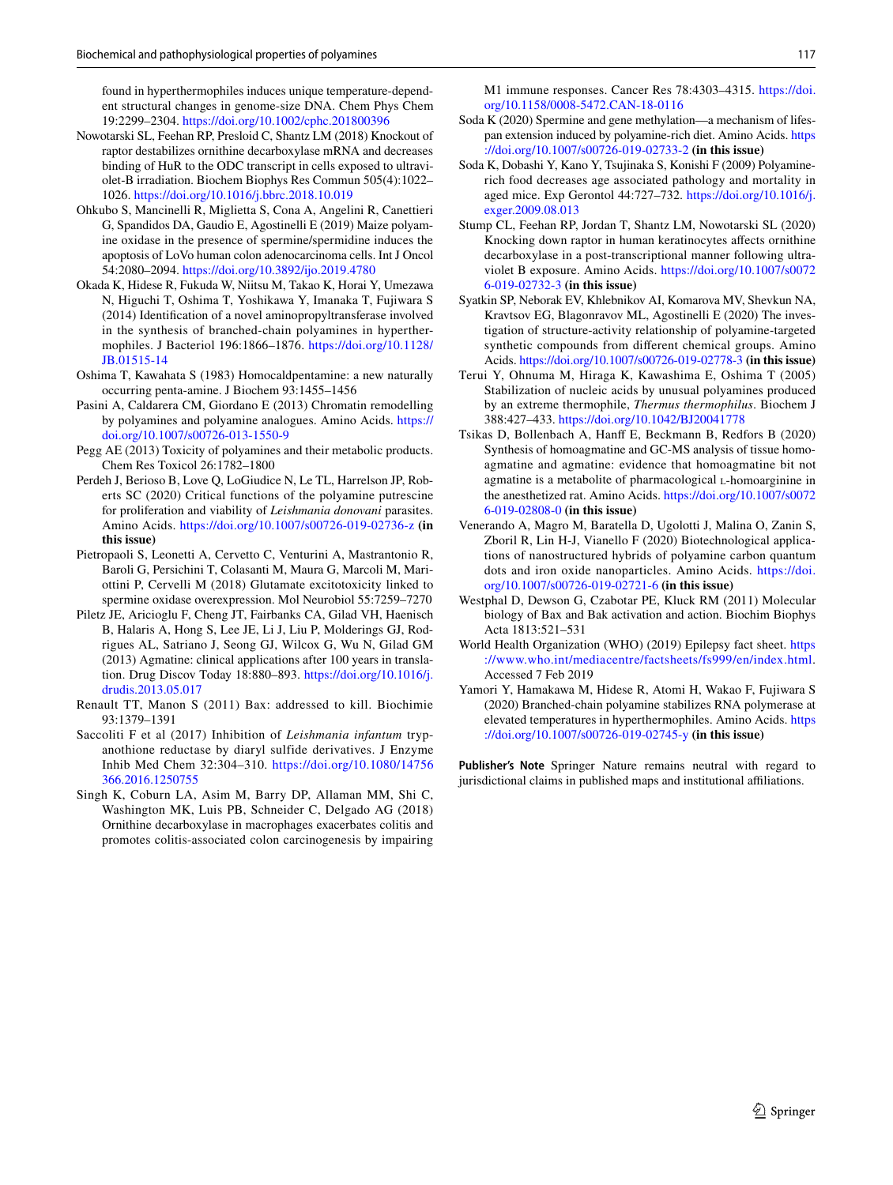found in hyperthermophiles induces unique temperature-dependent structural changes in genome-size DNA. Chem Phys Chem 19:2299–2304. https://doi.org/10.1002/cphc.201800396

Nowotarski SL, Feehan RP, Presloid C, Shantz LM (2018) Knockout of raptor destabilizes ornithine decarboxylase mRNA and decreases binding of HuR to the ODC transcript in cells exposed to ultraviolet-B irradiation. Biochem Biophys Res Commun 505(4):1022–1026. https://doi.org/10.1016/j.bbrc.2018.10.019

Ohkubo S, Mancinelli R, Miglietta S, Cona A, Angelini R, Canettieri G, Spandidos DA, Gaudio E, Agostinelli E (2019) Maize polyamine oxidase in the presence of spermine/spermidine induces the apoptosis of LoVo human colon adenocarcinoma cells. Int J Oncol 54:2080–2094. https://doi.org/10.3892/ijo.2019.4780

Okada K, Hidese R, Fukuda W, Niitsu M, Takao K, Horai Y, Umezawa N, Higuchi T, Oshima T, Yoshikawa Y, Imanaka T, Fujiwara S (2014) Identification of a novel aminopropyltransferase involved in the synthesis of branched-chain polyamines in hyperthermophiles. J Bacteriol 196:1866–1876. https://doi.org/10.1128/JB.01515-14

Oshima T, Kawahata S (1983) Homocaldpentamine: a new naturally occurring penta-amine. J Biochem 93:1455–1456

Pasini A, Caldarera CM, Giordano E (2013) Chromatin remodelling by polyamines and polyamine analogues. Amino Acids. https://doi.org/10.1007/s00726-013-1550-9

Pegg AE (2013) Toxicity of polyamines and their metabolic products. Chem Res Toxicol 26:1782–1800

Perdeh J, Berioso B, Love Q, LoGiudice N, Le TL, Harrelson JP, Roberts SC (2020) Critical functions of the polyamine putrescine for proliferation and viability of *Leishmania donovani* parasites. Amino Acids. https://doi.org/10.1007/s00726-019-02736-z **(in this issue)**

Pietropaoli S, Leonetti A, Cervetto C, Venturini A, Mastrantonio R, Baroli G, Persichini T, Colasanti M, Maura G, Marcoli M, Mariottini P, Cervelli M (2018) Glutamate excitotoxicity linked to spermine oxidase overexpression. Mol Neurobiol 55:7259–7270

Piletz JE, Aricioglu F, Cheng JT, Fairbanks CA, Gilad VH, Haenisch B, Halaris A, Hong S, Lee JE, Li J, Liu P, Molderings GJ, Rodrigues AL, Satriano J, Seong GJ, Wilcox G, Wu N, Gilad GM (2013) Agmatine: clinical applications after 100 years in translation. Drug Discov Today 18:880–893. https://doi.org/10.1016/j.drudis.2013.05.017

Renault TT, Manon S (2011) Bax: addressed to kill. Biochimie 93:1379–1391

Saccoliti F et al (2017) Inhibition of *Leishmania infantum* trypanothione reductase by diaryl sulfide derivatives. J Enzyme Inhib Med Chem 32:304–310. https://doi.org/10.1080/14756366.2016.1250755

Singh K, Coburn LA, Asim M, Barry DP, Allaman MM, Shi C, Washington MK, Luis PB, Schneider C, Delgado AG (2018) Ornithine decarboxylase in macrophages exacerbates colitis and promotes colitis-associated colon carcinogenesis by impairing M1 immune responses. Cancer Res 78:4303–4315. https://doi.org/10.1158/0008-5472.CAN-18-0116

Soda K (2020) Spermine and gene methylation—a mechanism of lifespan extension induced by polyamine-rich diet. Amino Acids. https://doi.org/10.1007/s00726-019-02733-2 **(in this issue)**

Soda K, Dobashi Y, Kano Y, Tsujinaka S, Konishi F (2009) Polyamine-rich food decreases age associated pathology and mortality in aged mice. Exp Gerontol 44:727–732. https://doi.org/10.1016/j.exger.2009.08.013

Stump CL, Feehan RP, Jordan T, Shantz LM, Nowotarski SL (2020) Knocking down raptor in human keratinocytes affects ornithine decarboxylase in a post-transcriptional manner following ultraviolet B exposure. Amino Acids. https://doi.org/10.1007/s00726-019-02732-3 **(in this issue)**

Syatkin SP, Neborak EV, Khlebnikov AI, Komarova MV, Shevkun NA, Kravtsov EG, Blagonravov ML, Agostinelli E (2020) The investigation of structure-activity relationship of polyamine-targeted synthetic compounds from different chemical groups. Amino Acids. https://doi.org/10.1007/s00726-019-02778-3 **(in this issue)**

Terui Y, Ohnuma M, Hiraga K, Kawashima E, Oshima T (2005) Stabilization of nucleic acids by unusual polyamines produced by an extreme thermophile, *Thermus thermophilus*. Biochem J 388:427–433. https://doi.org/10.1042/BJ20041778

Tsikas D, Bollenbach A, Hanff E, Beckmann B, Redfors B (2020) Synthesis of homoagmatine and GC-MS analysis of tissue homoagmatine and agmatine: evidence that homoagmatine bit not agmatine is a metabolite of pharmacological L-homoarginine in the anesthetized rat. Amino Acids. https://doi.org/10.1007/s00726-019-02808-0 **(in this issue)**

Venerando A, Magro M, Baratella D, Ugolotti J, Malina O, Zanin S, Zboril R, Lin H-J, Vianello F (2020) Biotechnological applications of nanostructured hybrids of polyamine carbon quantum dots and iron oxide nanoparticles. Amino Acids. https://doi.org/10.1007/s00726-019-02721-6 **(in this issue)**

Westphal D, Dewson G, Czabotar PE, Kluck RM (2011) Molecular biology of Bax and Bak activation and action. Biochim Biophys Acta 1813:521–531

World Health Organization (WHO) (2019) Epilepsy fact sheet. https://www.who.int/mediacentre/factsheets/fs999/en/index.html. Accessed 7 Feb 2019

Yamori Y, Hamakawa M, Hidese R, Atomi H, Wakao F, Fujiwara S (2020) Branched-chain polyamine stabilizes RNA polymerase at elevated temperatures in hyperthermophiles. Amino Acids. https://doi.org/10.1007/s00726-019-02745-y **(in this issue)**

**Publisher's Note** Springer Nature remains neutral with regard to jurisdictional claims in published maps and institutional affiliations.